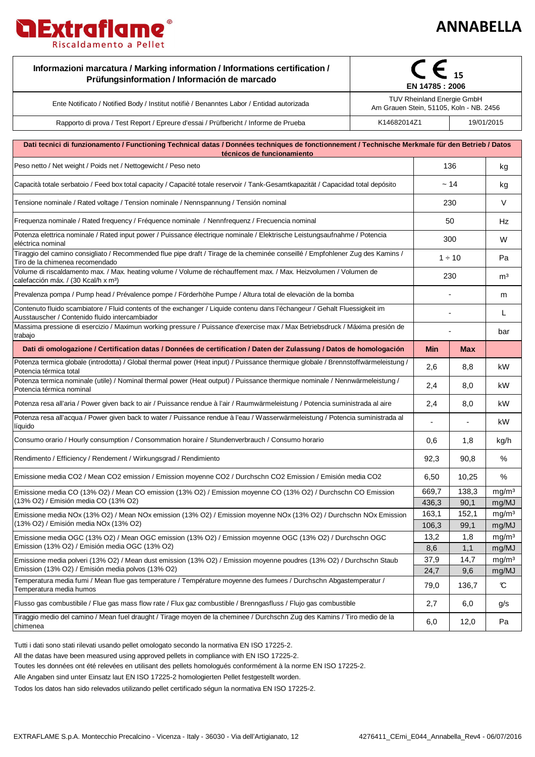# Extraflame

Riscaldamento a Pellet

# ANNABELLA

| Informazioni marcatura / Marking information / Informations certification / Prüfungsinformation / Información de marcado | CE 15 EN 14785 : 2006 | |
|---|---|---|
| Ente Notificato / Notified Body / Institut notifiè / Benanntes Labor / Entidad autorizada | TUV Rheinland Energie GmbH Am Grauen Stein, 51105, Koln - NB. 2456 | |
| Rapporto di prova / Test Report / Epreure d'essai / Prüfbericht / Informe de Prueba | K14682014Z1 | 19/01/2015 |

| Dati tecnici di funzionamento / Functioning Technical datas / Données techniques de fonctionnement / Technische Merkmale für den Betrieb / Datos técnicos de funcionamiento | | | |
|---|---|---|---|
| Peso netto / Net weight / Poids net / Nettogewicht / Peso neto | 136 | | kg |
| Capacità totale serbatoio / Feed box total capacity / Capacité totale reservoir / Tank-Gesamtkapazität / Capacidad total depósito | ~ 14 | | kg |
| Tensione nominale / Rated voltage / Tension nominale / Nennspannung / Tensión nominal | 230 | | V |
| Frequenza nominale / Rated frequency / Fréquence nominale / Nennfrequenz / Frecuencia nominal | 50 | | Hz |
| Potenza elettrica nominale / Rated input power / Puissance électrique nominale / Elektrische Leistungsaufnahme / Potencia eléctrica nominal | 300 | | W |
| Tiraggio del camino consigliato / Recommended flue pipe draft / Tirage de la cheminée conseillé / Empfohlener Zug des Kamins / Tiro de la chimenea recomendado | 1 ÷ 10 | | Pa |
| Volume di riscaldamento max. / Max. heating volume / Volume de réchauffement max. / Max. Heizvolumen / Volumen de calefacción máx. / (30 Kcal/h x m³) | 230 | | m³ |
| Prevalenza pompa / Pump head / Prévalence pompe / Förderhöhe Pumpe / Altura total de elevaciòn de la bomba | - | | m |
| Contenuto fluido scambiatore / Fluid contents of the exchanger / Liquide contenu dans l'échangeur / Gehalt Fluessigkeit im Ausstauscher / Contenido fluido intercambiador | - | | L |
| Massima pressione di esercizio / Maximun working pressure / Puissance d'exercise max / Max Betriebsdruck / Máxima presión de trabajo | - | | bar |
| **Dati di omologazione / Certification datas / Données de certification / Daten der Zulassung / Datos de homologación** | **Min** | **Max** | |
| Potenza termica globale (introdotta) / Global thermal power (Heat input) / Puissance thermique globale / Brennstoffwärmeleistung / Potencia térmica total | 2,6 | 8,8 | kW |
| Potenza termica nominale (utile) / Nominal thermal power (Heat output) / Puissance thermique nominale / Nennwärmeleistung / Potencia térmica nominal | 2,4 | 8,0 | kW |
| Potenza resa all'aria / Power given back to air / Puissance rendue à l'air / Raumwärmeleistung / Potencia suministrada al aire | 2,4 | 8,0 | kW |
| Potenza resa all'acqua / Power given back to water / Puissance rendue à l'eau / Wasserwärmeleistung / Potencia suministrada al líquido | - | - | kW |
| Consumo orario / Hourly consumption / Consommation horaire / Stundenverbrauch / Consumo horario | 0,6 | 1,8 | kg/h |
| Rendimento / Efficiency / Rendement / Wirkungsgrad / Rendimiento | 92,3 | 90,8 | % |
| Emissione media CO2 / Mean CO2 emission / Emission moyenne CO2 / Durchschn CO2 Emission / Emisión media CO2 | 6,50 | 10,25 | % |
| Emissione media CO (13% O2) / Mean CO emission (13% O2) / Emission moyenne CO (13% O2) / Durchschn CO Emission (13% O2) / Emisión media CO (13% O2) | 669,7 | 138,3 | mg/m³ |
| | 436,3 | 90,1 | mg/MJ |
| Emissione media NOx (13% O2) / Mean NOx emission (13% O2) / Emission moyenne NOx (13% O2) / Durchschn NOx Emission (13% O2) / Emisión media NOx (13% O2) | 163,1 | 152,1 | mg/m³ |
| | 106,3 | 99,1 | mg/MJ |
| Emissione media OGC (13% O2) / Mean OGC emission (13% O2) / Emission moyenne OGC (13% O2) / Durchschn OGC Emission (13% O2) / Emisión media OGC (13% O2) | 13,2 | 1,8 | mg/m³ |
| | 8,6 | 1,1 | mg/MJ |
| Emissione media polveri (13% O2) / Mean dust emission (13% O2) / Emission moyenne poudres (13% O2) / Durchschn Staub Emission (13% O2) / Emisión media polvos (13% O2) | 37,9 | 14,7 | mg/m³ |
| | 24,7 | 9,6 | mg/MJ |
| Temperatura media fumi / Mean flue gas temperature / Température moyenne des fumees / Durchschn Abgastemperatur / Temperatura media humos | 79,0 | 136,7 | ℃ |
| Flusso gas combustibile / Flue gas mass flow rate / Flux gaz combustible / Brenngasfluss / Flujo gas combustible | 2,7 | 6,0 | g/s |
| Tiraggio medio del camino / Mean fuel draught / Tirage moyen de la cheminee / Durchschn Zug des Kamins / Tiro medio de la chimenea | 6,0 | 12,0 | Pa |

Tutti i dati sono stati rilevati usando pellet omologato secondo la normativa EN ISO 17225-2.

All the datas have been measured using approved pellets in compliance with EN ISO 17225-2.

Toutes les données ont été relevées en utilisant des pellets homologués conformément à la norme EN ISO 17225-2.

Alle Angaben sind unter Einsatz laut EN ISO 17225-2 homologierten Pellet festgestellt worden.

Todos los datos han sido relevados utilizando pellet certificado ségun la normativa EN ISO 17225-2.

EXTRAFLAME S.p.A. Montecchio Precalcino - Vicenza - Italy - 36030 - Via dell'Artigianato, 12 — 4276411_CEmi_E044_Annabella_Rev4 - 06/07/2016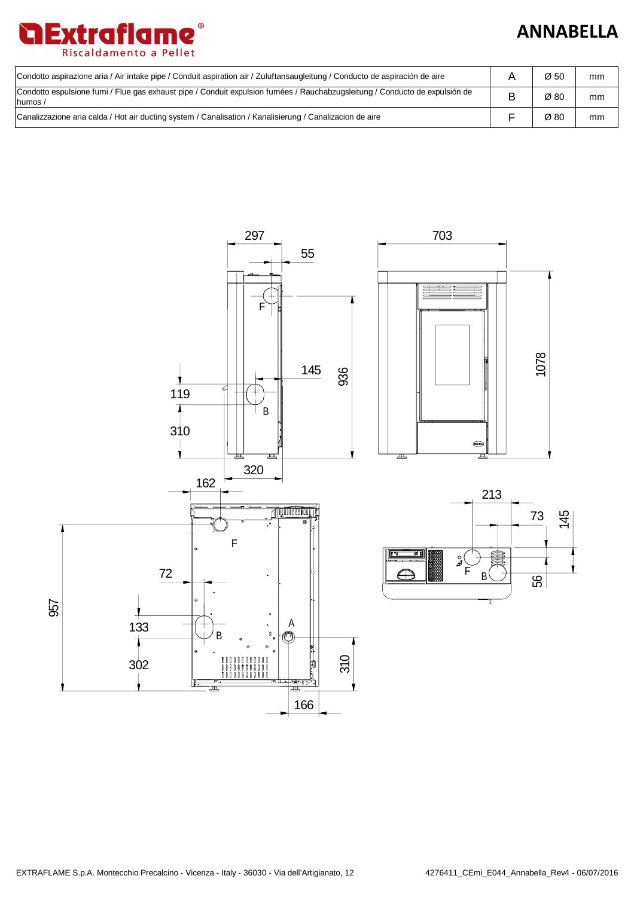# ANNABELLA

Extraflame
Riscaldamento a Pellet

| | | | |
|---|---|---|---|
| Condotto aspirazione aria / Air intake pipe / Conduit aspiration air / Zuluftansaugleitung / Conducto de aspiración de aire | A | Ø 50 | mm |
| Condotto espulsione fumi / Flue gas exhaust pipe / Conduit expulsion fumées / Rauchabzugsleitung / Conducto de expulsión de humos / | B | Ø 80 | mm |
| Canalizzazione aria calda / Hot air ducting system / Canalisation / Kanalisierung / Canalizacion de aire | F | Ø 80 | mm |

297
55
F
145
936
119
B
310
320
703
1078
162
F
957
72
133
B
A
302
310
166
213
73
145
F
B
56

EXTRAFLAME S.p.A. Montecchio Precalcino - Vicenza - Italy - 36030 - Via dell'Artigianato, 12

4276411_CEmi_E044_Annabella_Rev4 - 06/07/2016